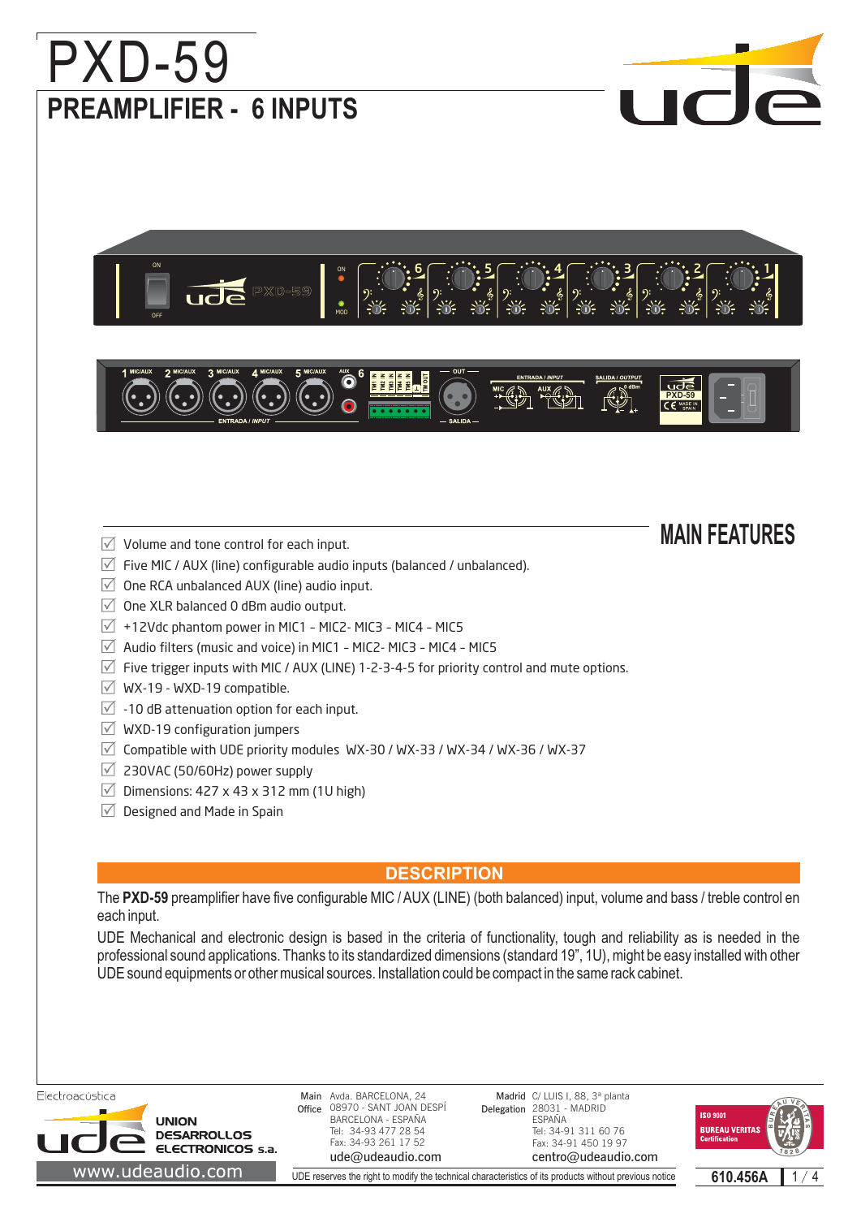# PXD-59

## PREAMPLIFIER - 6 INPUTS

## MAIN FEATURES

- Volume and tone control for each input.
- Five MIC / AUX (line) configurable audio inputs (balanced / unbalanced).
- One RCA unbalanced AUX (line) audio input.
- One XLR balanced 0 dBm audio output.
- +12Vdc phantom power in MIC1 - MIC2- MIC3 - MIC4 - MIC5
- Audio filters (music and voice) in MIC1 - MIC2- MIC3 - MIC4 - MIC5
- Five trigger inputs with MIC / AUX (LINE) 1-2-3-4-5 for priority control and mute options.
- WX-19 - WXD-19 compatible.
- -10 dB attenuation option for each input.
- WXD-19 configuration jumpers
- Compatible with UDE priority modules WX-30 / WX-33 / WX-34 / WX-36 / WX-37
- 230VAC (50/60Hz) power supply
- Dimensions: 427 x 43 x 312 mm (1U high)
- Designed and Made in Spain

## DESCRIPTION

The **PXD-59** preamplifier have five configurable MIC / AUX (LINE) (both balanced) input, volume and bass / treble control en each input.

UDE Mechanical and electronic design is based in the criteria of functionality, tough and reliability as is needed in the professional sound applications. Thanks to its standardized dimensions (standard 19", 1U), might be easy installed with other UDE sound equipments or other musical sources. Installation could be compact in the same rack cabinet.

Electroacústica
UNION DESARROLLOS ELECTRONICOS s.a.
www.udeaudio.com

Main Office: Avda. BARCELONA, 24, 08970 - SANT JOAN DESPÍ, BARCELONA - ESPAÑA, Tel: 34-93 477 28 54, Fax: 34-93 261 17 52, ude@udeaudio.com

Madrid Delegation: C/ LUIS I, 88, 3ª planta, 28031 - MADRID, ESPAÑA, Tel: 34-91 311 60 76, Fax: 34-91 450 19 97, centro@udeaudio.com

UDE reserves the right to modify the technical characteristics of its products without previous notice

ISO 9001 BUREAU VERITAS Certification

610.456A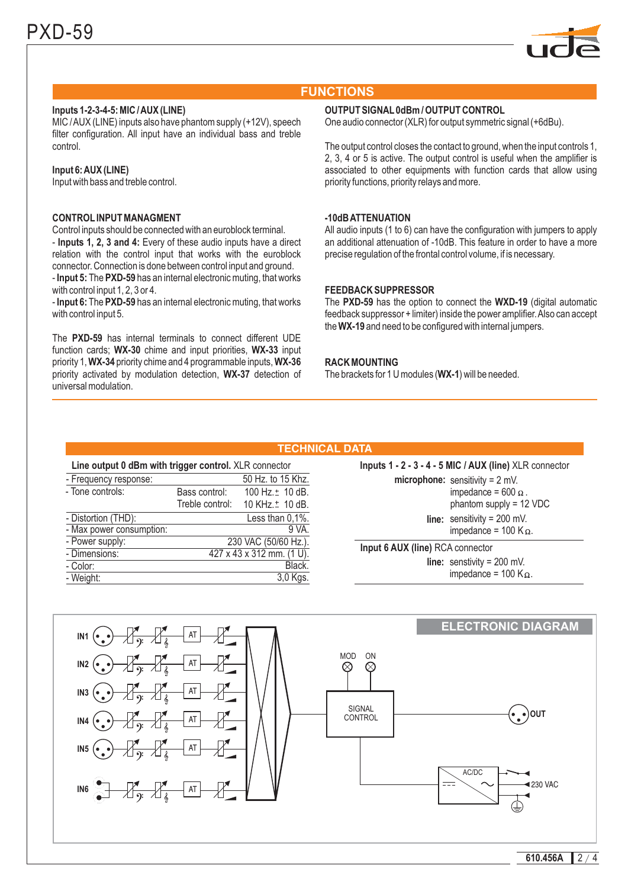# PXD-59

## FUNCTIONS

**Inputs 1-2-3-4-5: MIC / AUX (LINE)**
MIC / AUX (LINE) inputs also have phantom supply (+12V), speech filter configuration. All input have an individual bass and treble control.

**Input 6: AUX (LINE)**
Input with bass and treble control.

**CONTROL INPUT MANAGMENT**
Control inputs should be connected with an euroblock terminal.
- **Inputs 1, 2, 3 and 4:** Every of these audio inputs have a direct relation with the control input that works with the euroblock connector. Connection is done between control input and ground.
- **Input 5:** The **PXD-59** has an internal electronic muting, that works with control input 1, 2, 3 or 4.
- **Input 6:** The **PXD-59** has an internal electronic muting, that works with control input 5.

The **PXD-59** has internal terminals to connect different UDE function cards; **WX-30** chime and input priorities, **WX-33** input priority 1, **WX-34** priority chime and 4 programmable inputs, **WX-36** priority activated by modulation detection, **WX-37** detection of universal modulation.

**OUTPUT SIGNAL 0dBm / OUTPUT CONTROL**
One audio connector (XLR) for output symmetric signal (+6dBu).

The output control closes the contact to ground, when the input controls 1, 2, 3, 4 or 5 is active. The output control is useful when the amplifier is associated to other equipments with function cards that allow using priority functions, priority relays and more.

**-10dB ATTENUATION**
All audio inputs (1 to 6) can have the configuration with jumpers to apply an additional attenuation of -10dB. This feature in order to have a more precise regulation of the frontal control volume, if is necessary.

**FEEDBACK SUPPRESSOR**
The **PXD-59** has the option to connect the **WXD-19** (digital automatic feedback suppressor + limiter) inside the power amplifier. Also can accept the **WX-19** and need to be configured with internal jumpers.

**RACK MOUNTING**
The brackets for 1 U modules (**WX-1**) will be needed.

## TECHNICAL DATA

**Line output 0 dBm with trigger control.** XLR connector

| | | |
|---|---|---|
| - Frequency response: | | 50 Hz. to 15 Khz. |
| - Tone controls: | Bass control: | 100 Hz. ± 10 dB. |
| | Treble control: | 10 KHz. ± 10 dB. |
| - Distortion (THD): | | Less than 0,1%. |
| - Max power consumption: | | 9 VA. |
| - Power supply: | | 230 VAC (50/60 Hz.). |
| - Dimensions: | | 427 x 43 x 312 mm. (1 U). |
| - Color: | | Black. |
| - Weight: | | 3,0 Kgs. |

**Inputs 1 - 2 - 3 - 4 - 5 MIC / AUX (line)** XLR connector

**microphone:** sensitivity = 2 mV.
impedance = 600 Ω.
phantom supply = 12 VDC

**line:** sensitivity = 200 mV.
impedance = 100 KΩ.

**Input 6 AUX (line)** RCA connector

**line:** senstivity = 200 mV.
impedance = 100 KΩ.

## ELECTRONIC DIAGRAM

IN1, IN2, IN3, IN4, IN5, IN6 — AT — MOD — ON — SIGNAL CONTROL — OUT — AC/DC — 230 VAC

610.456A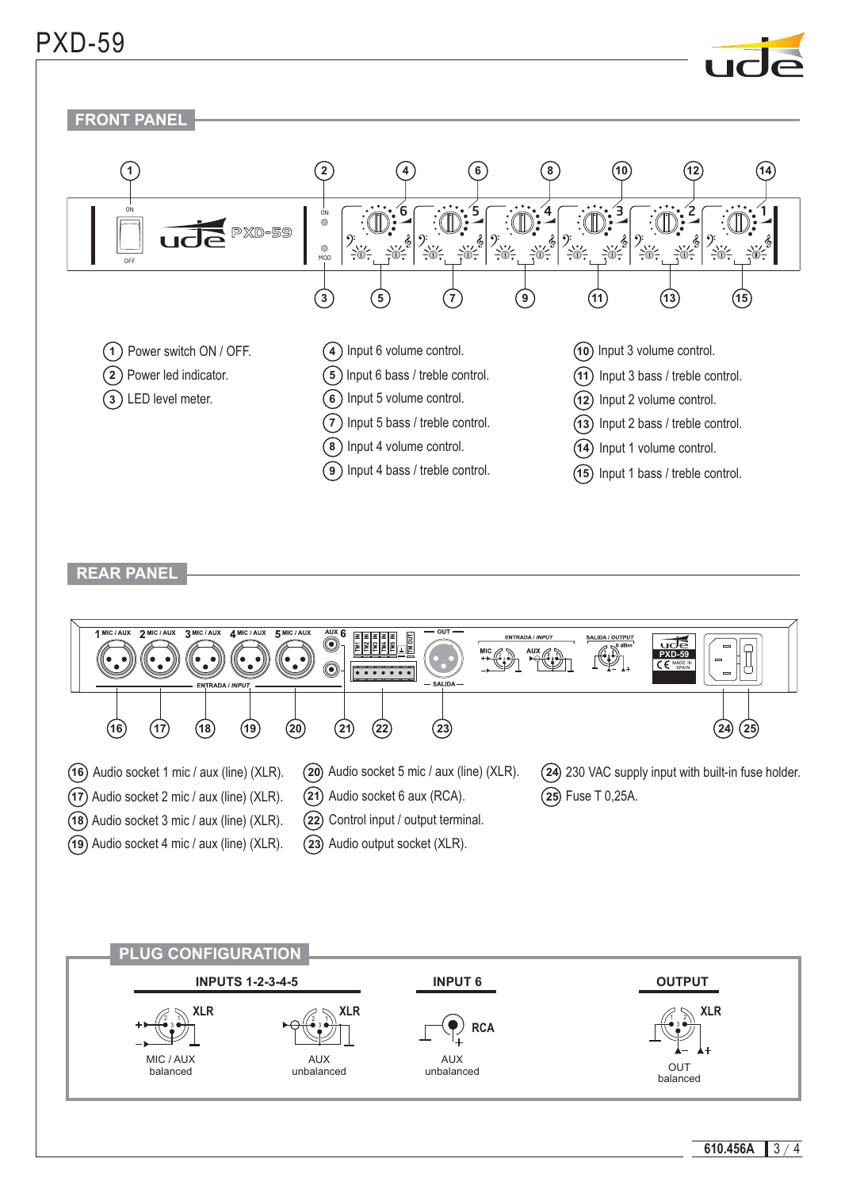# PXD-59

## FRONT PANEL

1. Power switch ON / OFF.
2. Power led indicator.
3. LED level meter.
4. Input 6 volume control.
5. Input 6 bass / treble control.
6. Input 5 volume control.
7. Input 5 bass / treble control.
8. Input 4 volume control.
9. Input 4 bass / treble control.
10. Input 3 volume control.
11. Input 3 bass / treble control.
12. Input 2 volume control.
13. Input 2 bass / treble control.
14. Input 1 volume control.
15. Input 1 bass / treble control.

## REAR PANEL

16. Audio socket 1 mic / aux (line) (XLR).
17. Audio socket 2 mic / aux (line) (XLR).
18. Audio socket 3 mic / aux (line) (XLR).
19. Audio socket 4 mic / aux (line) (XLR).
20. Audio socket 5 mic / aux (line) (XLR).
21. Audio socket 6 aux (RCA).
22. Control input / output terminal.
23. Audio output socket (XLR).
24. 230 VAC supply input with built-in fuse holder.
25. Fuse T 0,25A.

## PLUG CONFIGURATION

**INPUTS 1-2-3-4-5**

- XLR — MIC / AUX balanced
- XLR — AUX unbalanced

**INPUT 6**

- RCA — AUX unbalanced

**OUTPUT**

- XLR — OUT balanced

610.456A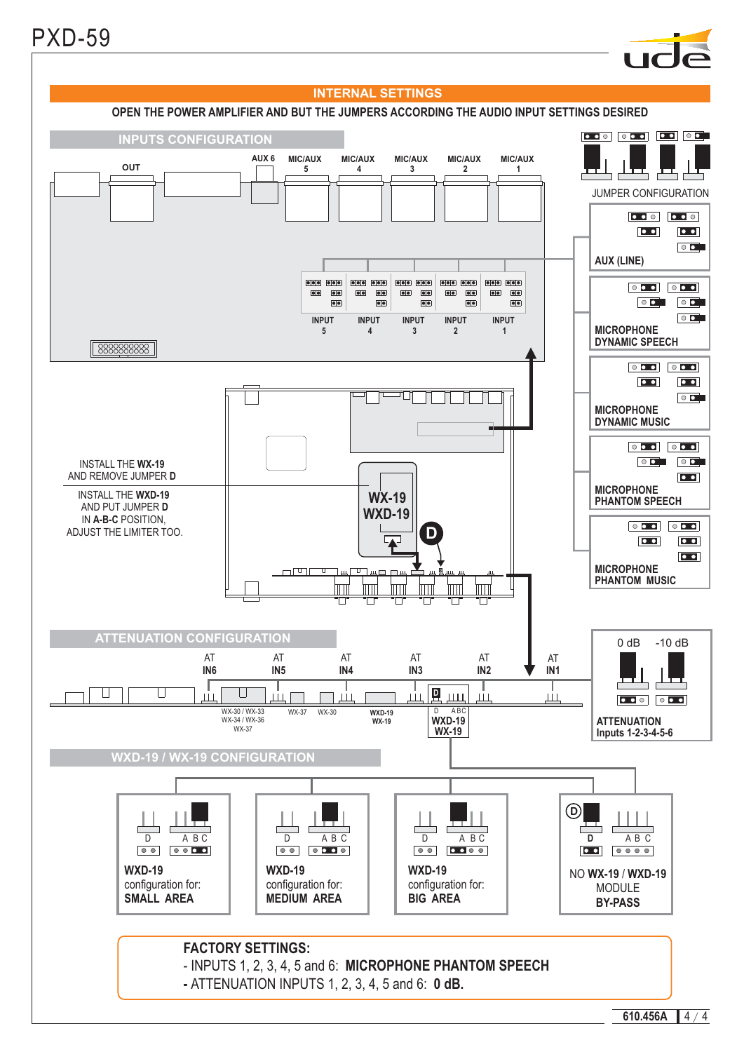# PXD-59

## INTERNAL SETTINGS

**OPEN THE POWER AMPLIFIER AND BUT THE JUMPERS ACCORDING THE AUDIO INPUT SETTINGS DESIRED**

### INPUTS CONFIGURATION

OUT
AUX 6
MIC/AUX 5
MIC/AUX 4
MIC/AUX 3
MIC/AUX 2
MIC/AUX 1

INPUT 5
INPUT 4
INPUT 3
INPUT 2
INPUT 1

JUMPER CONFIGURATION

AUX (LINE)

MICROPHONE DYNAMIC SPEECH

MICROPHONE DYNAMIC MUSIC

MICROPHONE PHANTOM SPEECH

MICROPHONE PHANTOM MUSIC

INSTALL THE **WX-19** AND REMOVE JUMPER **D**

INSTALL THE **WXD-19** AND PUT JUMPER **D** IN **A-B-C** POSITION, ADJUST THE LIMITER TOO.

WX-19
WXD-19
D

### ATTENUATION CONFIGURATION

AT IN6
AT IN5
AT IN4
AT IN3
AT IN2
AT IN1

WX-30 / WX-33
WX-34 / WX-36
WX-37
WX-37
WX-30
WXD-19
WX-19
D ABC
WXD-19
WX-19

0 dB
-10 dB

ATTENUATION
Inputs 1-2-3-4-5-6

### WXD-19 / WX-19 CONFIGURATION

D A B C
**WXD-19**
configuration for:
**SMALL AREA**

D A B C
**WXD-19**
configuration for:
**MEDIUM AREA**

D A B C
**WXD-19**
configuration for:
**BIG AREA**

D D A B C
NO **WX-19 / WXD-19**
MODULE
**BY-PASS**

**FACTORY SETTINGS:**
- INPUTS 1, 2, 3, 4, 5 and 6: **MICROPHONE PHANTOM SPEECH**
- ATTENUATION INPUTS 1, 2, 3, 4, 5 and 6: **0 dB.**

610.456A